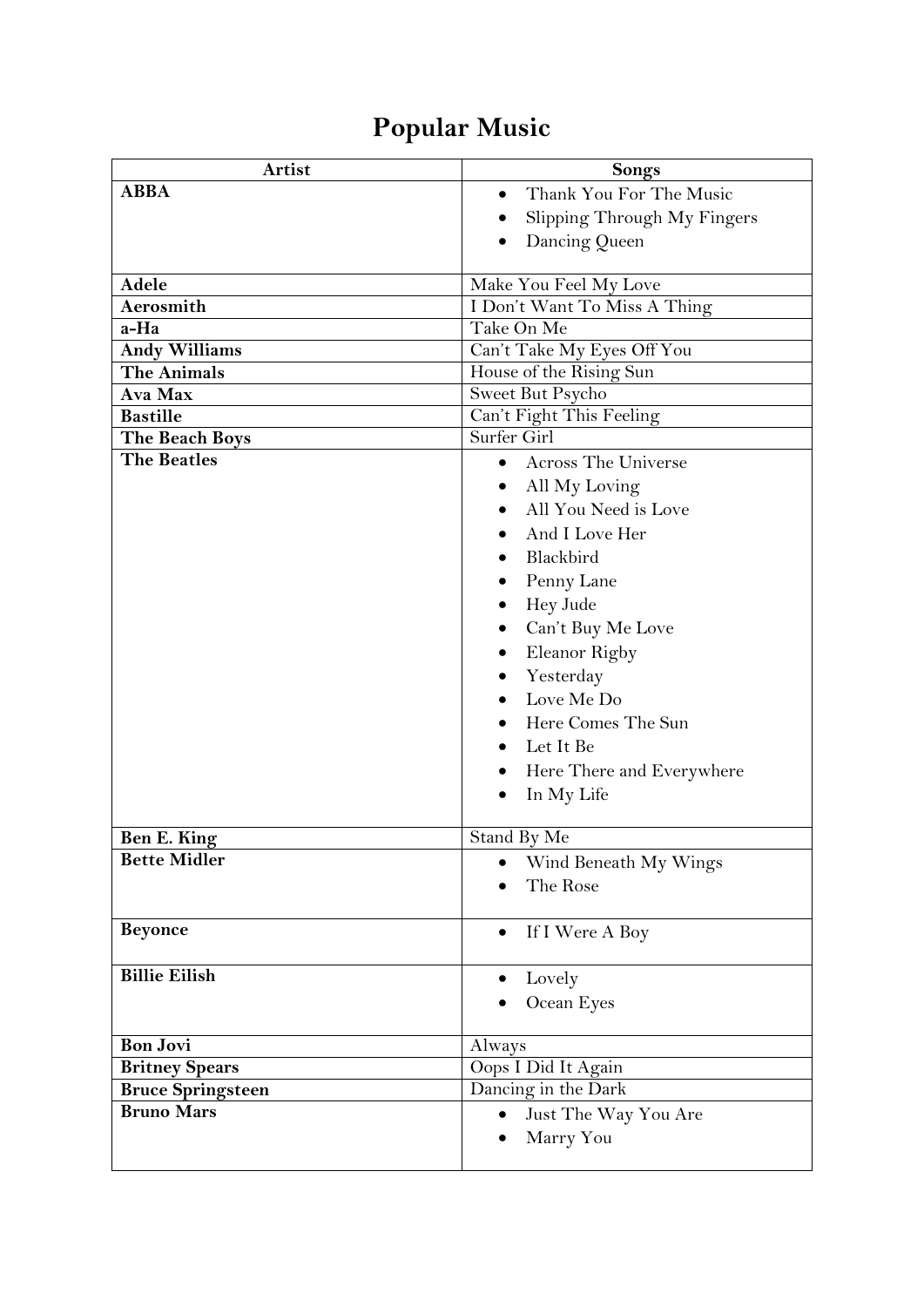# Popular Music

| Artist | Songs |
| --- | --- |
| **ABBA** | • Thank You For The Music<br>• Slipping Through My Fingers<br>• Dancing Queen |
| **Adele** | Make You Feel My Love |
| **Aerosmith** | I Don't Want To Miss A Thing |
| **a-Ha** | Take On Me |
| **Andy Williams** | Can't Take My Eyes Off You |
| **The Animals** | House of the Rising Sun |
| **Ava Max** | Sweet But Psycho |
| **Bastille** | Can't Fight This Feeling |
| **The Beach Boys** | Surfer Girl |
| **The Beatles** | • Across The Universe<br>• All My Loving<br>• All You Need is Love<br>• And I Love Her<br>• Blackbird<br>• Penny Lane<br>• Hey Jude<br>• Can't Buy Me Love<br>• Eleanor Rigby<br>• Yesterday<br>• Love Me Do<br>• Here Comes The Sun<br>• Let It Be<br>• Here There and Everywhere<br>• In My Life |
| **Ben E. King** | Stand By Me |
| **Bette Midler** | • Wind Beneath My Wings<br>• The Rose |
| **Beyonce** | • If I Were A Boy |
| **Billie Eilish** | • Lovely<br>• Ocean Eyes |
| **Bon Jovi** | Always |
| **Britney Spears** | Oops I Did It Again |
| **Bruce Springsteen** | Dancing in the Dark |
| **Bruno Mars** | • Just The Way You Are<br>• Marry You |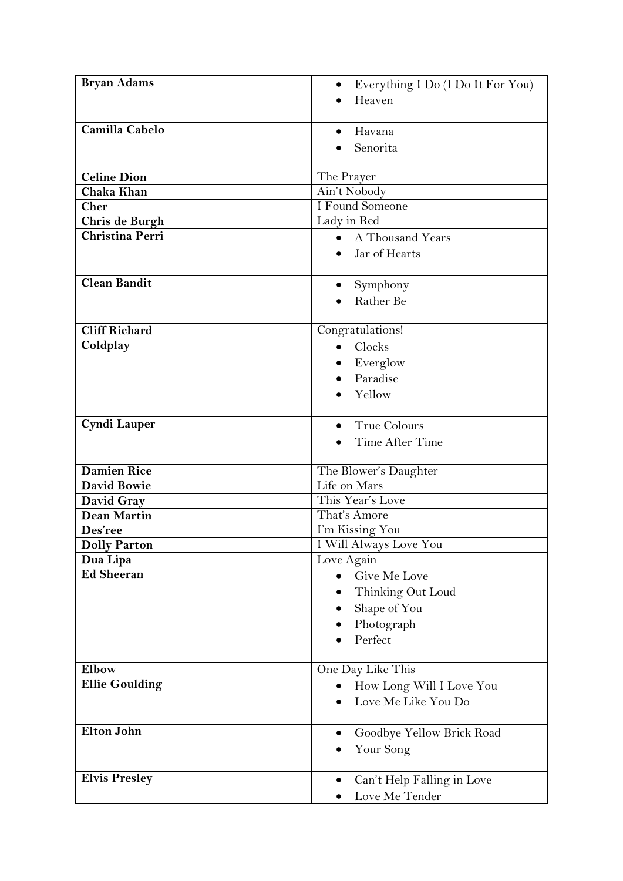| | |
|---|---|
| **Bryan Adams** | • Everything I Do (I Do It For You)<br>• Heaven |
| **Camilla Cabelo** | • Havana<br>• Senorita |
| **Celine Dion** | The Prayer |
| **Chaka Khan** | Ain't Nobody |
| **Cher** | I Found Someone |
| **Chris de Burgh** | Lady in Red |
| **Christina Perri** | • A Thousand Years<br>• Jar of Hearts |
| **Clean Bandit** | • Symphony<br>• Rather Be |
| **Cliff Richard** | Congratulations! |
| **Coldplay** | • Clocks<br>• Everglow<br>• Paradise<br>• Yellow |
| **Cyndi Lauper** | • True Colours<br>• Time After Time |
| **Damien Rice** | The Blower's Daughter |
| **David Bowie** | Life on Mars |
| **David Gray** | This Year's Love |
| **Dean Martin** | That's Amore |
| **Des'ree** | I'm Kissing You |
| **Dolly Parton** | I Will Always Love You |
| **Dua Lipa** | Love Again |
| **Ed Sheeran** | • Give Me Love<br>• Thinking Out Loud<br>• Shape of You<br>• Photograph<br>• Perfect |
| **Elbow** | One Day Like This |
| **Ellie Goulding** | • How Long Will I Love You<br>• Love Me Like You Do |
| **Elton John** | • Goodbye Yellow Brick Road<br>• Your Song |
| **Elvis Presley** | • Can't Help Falling in Love<br>• Love Me Tender |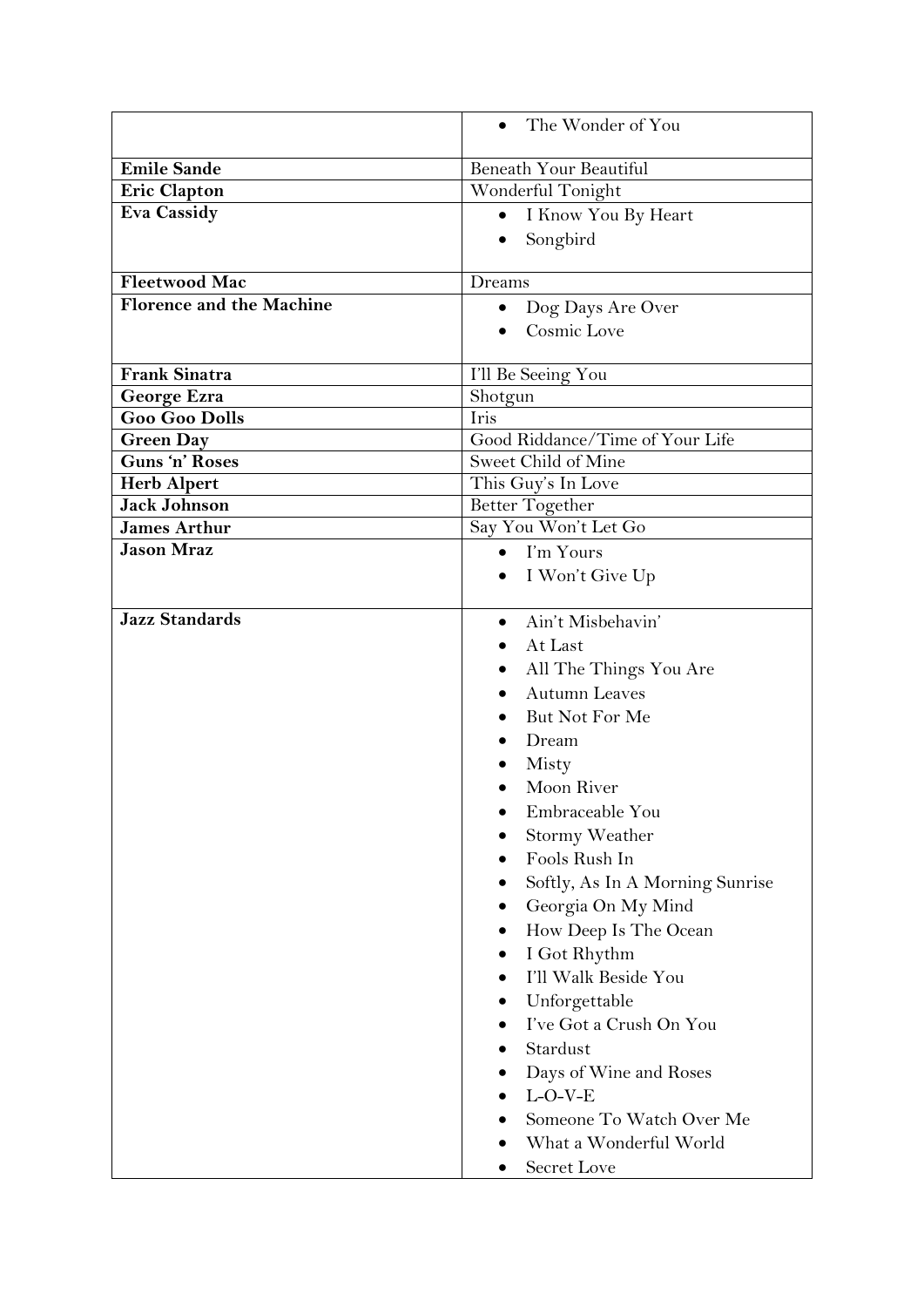| | |
|---|---|
| | • The Wonder of You |
| **Emile Sande** | Beneath Your Beautiful |
| **Eric Clapton** | Wonderful Tonight |
| **Eva Cassidy** | • I Know You By Heart<br>• Songbird |
| **Fleetwood Mac** | Dreams |
| **Florence and the Machine** | • Dog Days Are Over<br>• Cosmic Love |
| **Frank Sinatra** | I'll Be Seeing You |
| **George Ezra** | Shotgun |
| **Goo Goo Dolls** | Iris |
| **Green Day** | Good Riddance/Time of Your Life |
| **Guns 'n' Roses** | Sweet Child of Mine |
| **Herb Alpert** | This Guy's In Love |
| **Jack Johnson** | Better Together |
| **James Arthur** | Say You Won't Let Go |
| **Jason Mraz** | • I'm Yours<br>• I Won't Give Up |
| **Jazz Standards** | • Ain't Misbehavin'<br>• At Last<br>• All The Things You Are<br>• Autumn Leaves<br>• But Not For Me<br>• Dream<br>• Misty<br>• Moon River<br>• Embraceable You<br>• Stormy Weather<br>• Fools Rush In<br>• Softly, As In A Morning Sunrise<br>• Georgia On My Mind<br>• How Deep Is The Ocean<br>• I Got Rhythm<br>• I'll Walk Beside You<br>• Unforgettable<br>• I've Got a Crush On You<br>• Stardust<br>• Days of Wine and Roses<br>• L-O-V-E<br>• Someone To Watch Over Me<br>• What a Wonderful World<br>• Secret Love |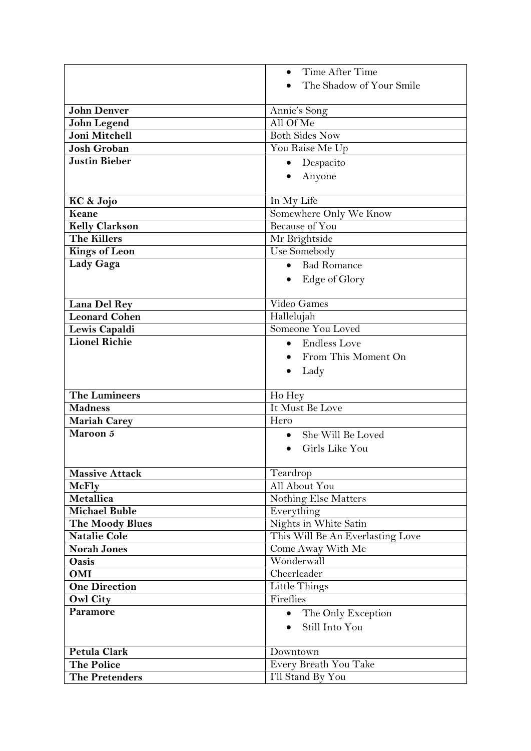| | |
|---|---|
| | • Time After Time<br>• The Shadow of Your Smile |
| **John Denver** | Annie's Song |
| **John Legend** | All Of Me |
| **Joni Mitchell** | Both Sides Now |
| **Josh Groban** | You Raise Me Up |
| **Justin Bieber** | • Despacito<br>• Anyone |
| **KC & Jojo** | In My Life |
| **Keane** | Somewhere Only We Know |
| **Kelly Clarkson** | Because of You |
| **The Killers** | Mr Brightside |
| **Kings of Leon** | Use Somebody |
| **Lady Gaga** | • Bad Romance<br>• Edge of Glory |
| **Lana Del Rey** | Video Games |
| **Leonard Cohen** | Hallelujah |
| **Lewis Capaldi** | Someone You Loved |
| **Lionel Richie** | • Endless Love<br>• From This Moment On<br>• Lady |
| **The Lumineers** | Ho Hey |
| **Madness** | It Must Be Love |
| **Mariah Carey** | Hero |
| **Maroon 5** | • She Will Be Loved<br>• Girls Like You |
| **Massive Attack** | Teardrop |
| **McFly** | All About You |
| **Metallica** | Nothing Else Matters |
| **Michael Buble** | Everything |
| **The Moody Blues** | Nights in White Satin |
| **Natalie Cole** | This Will Be An Everlasting Love |
| **Norah Jones** | Come Away With Me |
| **Oasis** | Wonderwall |
| **OMI** | Cheerleader |
| **One Direction** | Little Things |
| **Owl City** | Fireflies |
| **Paramore** | • The Only Exception<br>• Still Into You |
| **Petula Clark** | Downtown |
| **The Police** | Every Breath You Take |
| **The Pretenders** | I'll Stand By You |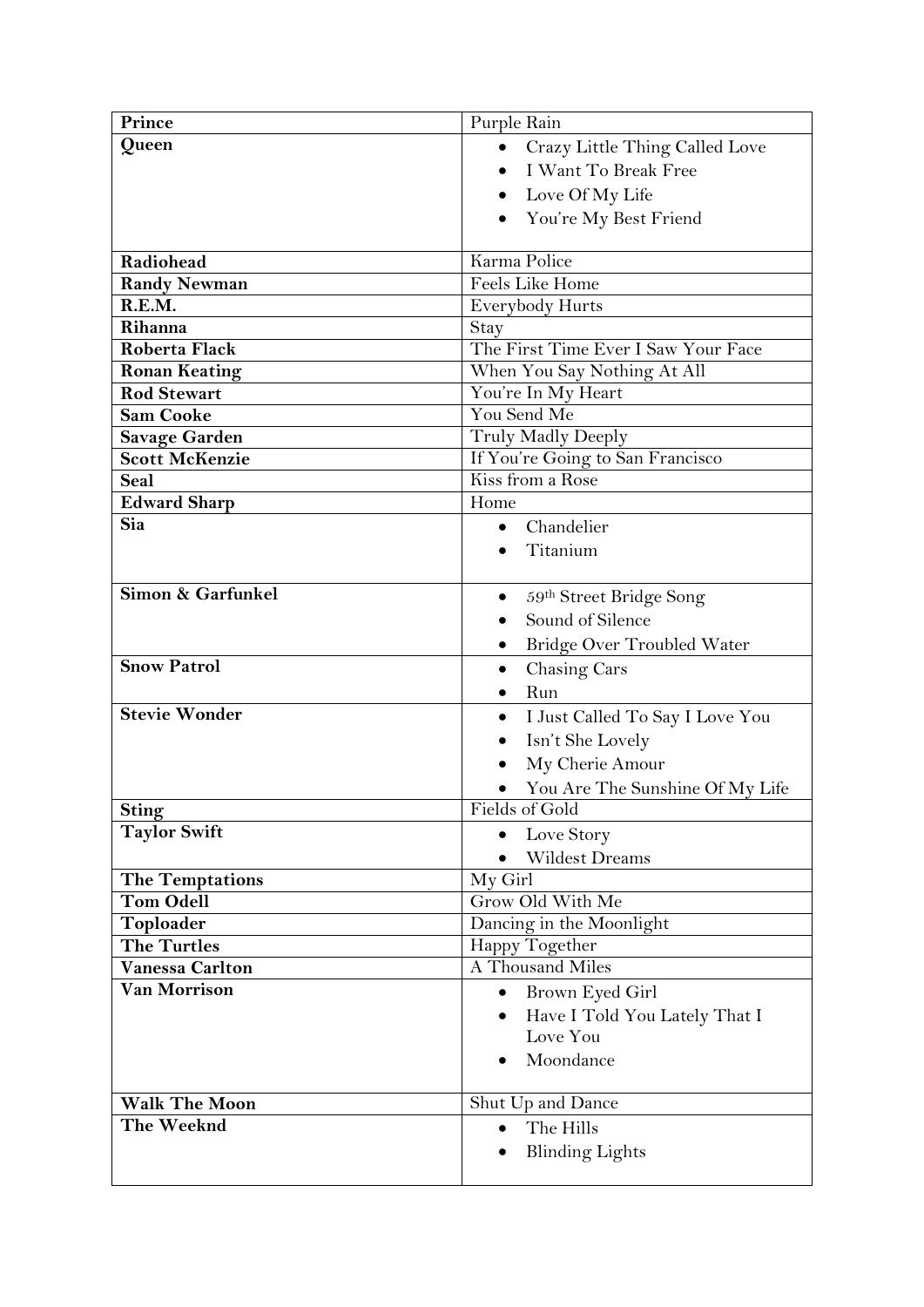| | |
|---|---|
| **Prince** | Purple Rain |
| **Queen** | • Crazy Little Thing Called Love<br>• I Want To Break Free<br>• Love Of My Life<br>• You're My Best Friend |
| **Radiohead** | Karma Police |
| **Randy Newman** | Feels Like Home |
| **R.E.M.** | Everybody Hurts |
| **Rihanna** | Stay |
| **Roberta Flack** | The First Time Ever I Saw Your Face |
| **Ronan Keating** | When You Say Nothing At All |
| **Rod Stewart** | You're In My Heart |
| **Sam Cooke** | You Send Me |
| **Savage Garden** | Truly Madly Deeply |
| **Scott McKenzie** | If You're Going to San Francisco |
| **Seal** | Kiss from a Rose |
| **Edward Sharp** | Home |
| **Sia** | • Chandelier<br>• Titanium |
| **Simon & Garfunkel** | • 59th Street Bridge Song<br>• Sound of Silence<br>• Bridge Over Troubled Water |
| **Snow Patrol** | • Chasing Cars<br>• Run |
| **Stevie Wonder** | • I Just Called To Say I Love You<br>• Isn't She Lovely<br>• My Cherie Amour<br>• You Are The Sunshine Of My Life |
| **Sting** | Fields of Gold |
| **Taylor Swift** | • Love Story<br>• Wildest Dreams |
| **The Temptations** | My Girl |
| **Tom Odell** | Grow Old With Me |
| **Toploader** | Dancing in the Moonlight |
| **The Turtles** | Happy Together |
| **Vanessa Carlton** | A Thousand Miles |
| **Van Morrison** | • Brown Eyed Girl<br>• Have I Told You Lately That I Love You<br>• Moondance |
| **Walk The Moon** | Shut Up and Dance |
| **The Weeknd** | • The Hills<br>• Blinding Lights |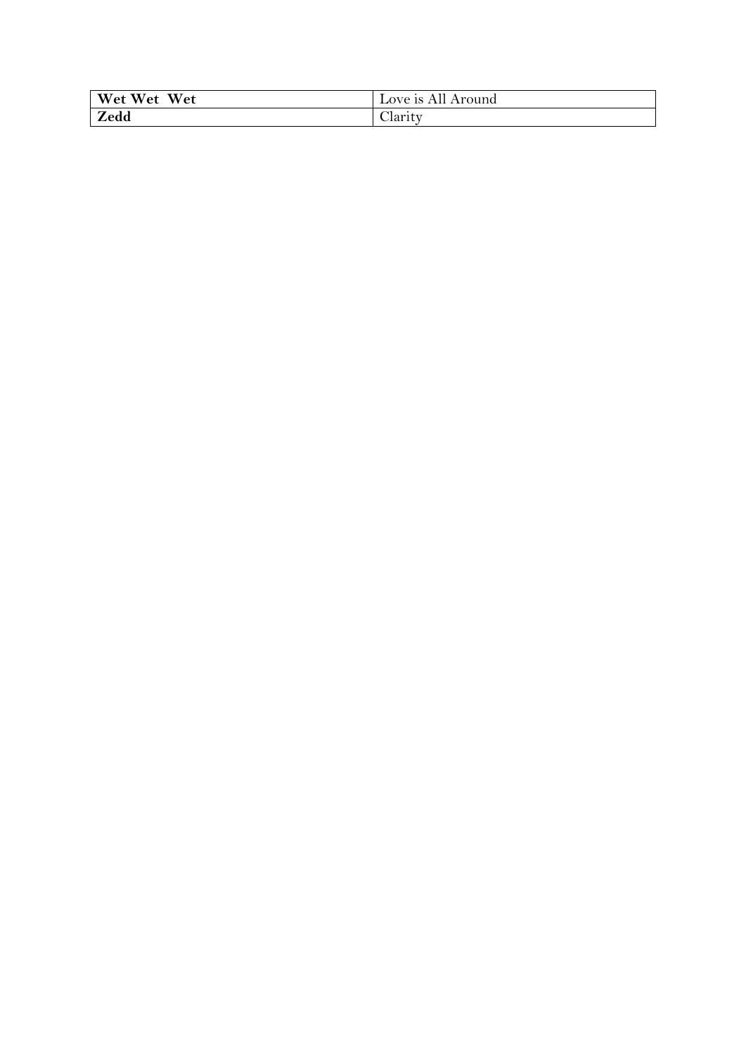| | |
|---|---|
| **Wet Wet Wet** | Love is All Around |
| **Zedd** | Clarity |